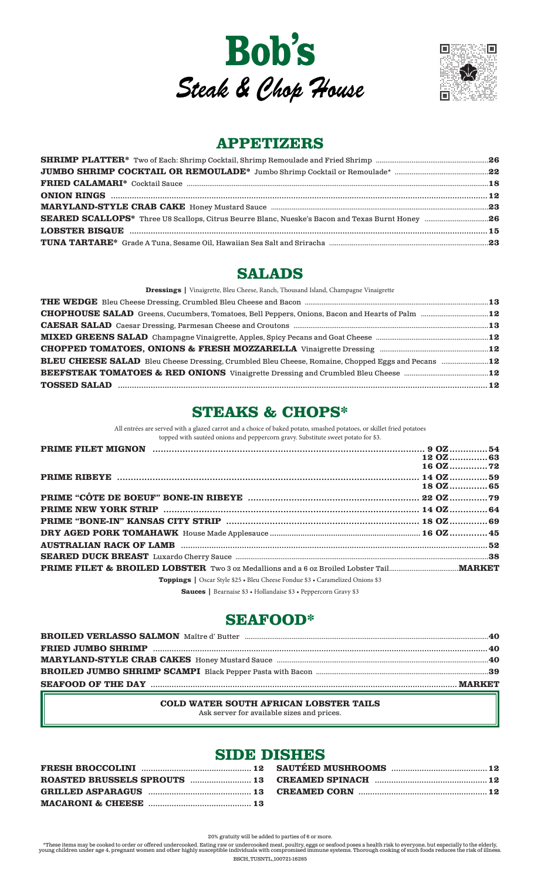# Bob's

## *Steak & Chop House*

## APPETIZERS

**SHRIMP PLATTER*** Two of Each: Shrimp Cocktail, Shrimp Remoulade and Fried Shrimp ..... 26

**JUMBO SHRIMP COCKTAIL OR REMOULADE*** Jumbo Shrimp Cocktail or Remoulade* ..... 22

**FRIED CALAMARI*** Cocktail Sauce ..... 18

**ONION RINGS** ..... 12

**MARYLAND-STYLE CRAB CAKE** Honey Mustard Sauce ..... 23

**SEARED SCALLOPS*** Three U8 Scallops, Citrus Beurre Blanc, Nueske's Bacon and Texas Burnt Honey ..... 26

**LOBSTER BISQUE** ..... 15

**TUNA TARTARE*** Grade A Tuna, Sesame Oil, Hawaiian Sea Salt and Sriracha ..... 23

## SALADS

**Dressings** | Vinaigrette, Bleu Cheese, Ranch, Thousand Island, Champagne Vinaigrette

**THE WEDGE** Bleu Cheese Dressing, Crumbled Bleu Cheese and Bacon ..... 13

**CHOPHOUSE SALAD** Greens, Cucumbers, Tomatoes, Bell Peppers, Onions, Bacon and Hearts of Palm ..... 12

**CAESAR SALAD** Caesar Dressing, Parmesan Cheese and Croutons ..... 13

**MIXED GREENS SALAD** Champagne Vinaigrette, Apples, Spicy Pecans and Goat Cheese ..... 12

**CHOPPED TOMATOES, ONIONS & FRESH MOZZARELLA** Vinaigrette Dressing ..... 12

**BLEU CHEESE SALAD** Bleu Cheese Dressing, Crumbled Bleu Cheese, Romaine, Chopped Eggs and Pecans ..... 12

**BEEFSTEAK TOMATOES & RED ONIONS** Vinaigrette Dressing and Crumbled Bleu Cheese ..... 12

**TOSSED SALAD** ..... 12

## STEAKS & CHOPS*

All entrées are served with a glazed carrot and a choice of baked potato, smashed potatoes, or skillet fried potatoes topped with sautéed onions and peppercorn gravy. Substitute sweet potato for $3.

**PRIME FILET MIGNON** ..... 9 OZ ..... 54
12 OZ ..... 63
16 OZ ..... 72

**PRIME RIBEYE** ..... 14 OZ ..... 59
18 OZ ..... 65

**PRIME "CÔTE DE BOEUF" BONE-IN RIBEYE** ..... 22 OZ ..... 79

**PRIME NEW YORK STRIP** ..... 14 OZ ..... 64

**PRIME "BONE-IN" KANSAS CITY STRIP** ..... 18 OZ ..... 69

**DRY AGED PORK TOMAHAWK** House Made Applesauce ..... 16 OZ ..... 45

**AUSTRALIAN RACK OF LAMB** ..... 52

**SEARED DUCK BREAST** Luxardo Cherry Sauce ..... 38

**PRIME FILET & BROILED LOBSTER** Two 3 oz Medallions and a 6 oz Broiled Lobster Tail ..... MARKET

**Toppings** | Oscar Style $25 • Bleu Cheese Fondue $3 • Caramelized Onions $3

**Sauces** | Bearnaise $3 • Hollandaise $3 • Peppercorn Gravy $3

## SEAFOOD*

**BROILED VERLASSO SALMON** Maître d' Butter ..... 40

**FRIED JUMBO SHRIMP** ..... 40

**MARYLAND-STYLE CRAB CAKES** Honey Mustard Sauce ..... 40

**BROILED JUMBO SHRIMP SCAMPI** Black Pepper Pasta with Bacon ..... 39

**SEAFOOD OF THE DAY** ..... MARKET

**COLD WATER SOUTH AFRICAN LOBSTER TAILS**
Ask server for available sizes and prices.

## SIDE DISHES

**FRESH BROCCOLINI** ..... 12

**ROASTED BRUSSELS SPROUTS** ..... 13

**GRILLED ASPARAGUS** ..... 13

**MACARONI & CHEESE** ..... 13

**SAUTÉED MUSHROOMS** ..... 12

**CREAMED SPINACH** ..... 12

**CREAMED CORN** ..... 12

20% gratuity will be added to parties of 6 or more.

*These items may be cooked to order or offered undercooked. Eating raw or undercooked meat, poultry, eggs or seafood poses a health risk to everyone, but especially to the elderly, young children under age 4, pregnant women and other highly susceptible individuals with compromised immune systems. Thorough cooking of such foods reduces the risk of illness.

BSCH_TUSNTL_100721-16285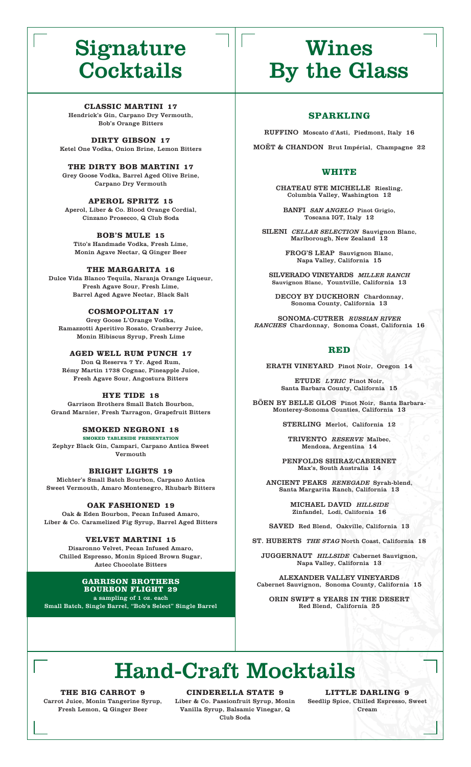# Signature Cocktails

**CLASSIC MARTINI 17**
Hendrick's Gin, Carpano Dry Vermouth, Bob's Orange Bitters

**DIRTY GIBSON 17**
Ketel One Vodka, Onion Brine, Lemon Bitters

**THE DIRTY BOB MARTINI 17**
Grey Goose Vodka, Barrel Aged Olive Brine, Carpano Dry Vermouth

**APEROL SPRITZ 15**
Aperol, Liber & Co. Blood Orange Cordial, Cinzano Prosecco, Q Club Soda

**BOB'S MULE 15**
Tito's Handmade Vodka, Fresh Lime, Monin Agave Nectar, Q Ginger Beer

**THE MARGARITA 16**
Dulce Vida Blanco Tequila, Naranja Orange Liqueur, Fresh Agave Sour, Fresh Lime, Barrel Aged Agave Nectar, Black Salt

**COSMOPOLITAN 17**
Grey Goose L'Orange Vodka, Ramazzotti Aperitivo Rosato, Cranberry Juice, Monin Hibiscus Syrup, Fresh Lime

**AGED WELL RUM PUNCH 17**
Don Q Reserva 7 Yr. Aged Rum, Rémy Martin 1738 Cognac, Pineapple Juice, Fresh Agave Sour, Angostura Bitters

**HYE TIDE 18**
Garrison Brothers Small Batch Bourbon, Grand Marnier, Fresh Tarragon, Grapefruit Bitters

**SMOKED NEGRONI 18**
SMOKED TABLESIDE PRESENTATION
Zephyr Black Gin, Campari, Carpano Antica Sweet Vermouth

**BRIGHT LIGHTS 19**
Michter's Small Batch Bourbon, Carpano Antica Sweet Vermouth, Amaro Montenegro, Rhubarb Bitters

**OAK FASHIONED 19**
Oak & Eden Bourbon, Pecan Infused Amaro, Liber & Co. Caramelized Fig Syrup, Barrel Aged Bitters

**VELVET MARTINI 15**
Disaronno Velvet, Pecan Infused Amaro, Chilled Espresso, Monin Spiced Brown Sugar, Aztec Chocolate Bitters

**GARRISON BROTHERS BOURBON FLIGHT 29**
a sampling of 1 oz. each
Small Batch, Single Barrel, "Bob's Select" Single Barrel

# Wines By the Glass

## SPARKLING

RUFFINO Moscato d'Asti, Piedmont, Italy 16

MOËT & CHANDON Brut Impérial, Champagne 22

## WHITE

CHATEAU STE MICHELLE Riesling, Columbia Valley, Washington 12

BANFI *SAN ANGELO* Pinot Grigio, Toscana IGT, Italy 12

SILENI *CELLAR SELECTION* Sauvignon Blanc, Marlborough, New Zealand 12

FROG'S LEAP Sauvignon Blanc, Napa Valley, California 15

SILVERADO VINEYARDS *MILLER RANCH* Sauvignon Blanc, Yountville, California 13

DECOY BY DUCKHORN Chardonnay, Sonoma County, California 13

SONOMA-CUTRER *RUSSIAN RIVER RANCHES* Chardonnay, Sonoma Coast, California 16

## RED

ERATH VINEYARD Pinot Noir, Oregon 14

ETUDE *LYRIC* Pinot Noir, Santa Barbara County, California 15

BÖEN BY BELLE GLOS Pinot Noir, Santa Barbara-Monterey-Sonoma Counties, California 13

STERLING Merlot, California 12

TRIVENTO *RESERVE* Malbec, Mendoza, Argentina 14

PENFOLDS SHIRAZ/CABERNET Max's, South Australia 14

ANCIENT PEAKS *RENEGADE* Syrah-blend, Santa Margarita Ranch, California 13

MICHAEL DAVID *HILLSIDE* Zinfandel, Lodi, California 16

SAVED Red Blend, Oakville, California 13

ST. HUBERTS *THE STAG* North Coast, California 18

JUGGERNAUT *HILLSIDE* Cabernet Sauvignon, Napa Valley, California 13

ALEXANDER VALLEY VINEYARDS Cabernet Sauvignon, Sonoma County, California 15

ORIN SWIFT 8 YEARS IN THE DESERT Red Blend, California 25

# Hand-Craft Mocktails

**THE BIG CARROT 9**
Carrot Juice, Monin Tangerine Syrup, Fresh Lemon, Q Ginger Beer

**CINDERELLA STATE 9**
Liber & Co. Passionfruit Syrup, Monin Vanilla Syrup, Balsamic Vinegar, Q Club Soda

**LITTLE DARLING 9**
Seedlip Spice, Chilled Espresso, Sweet Cream